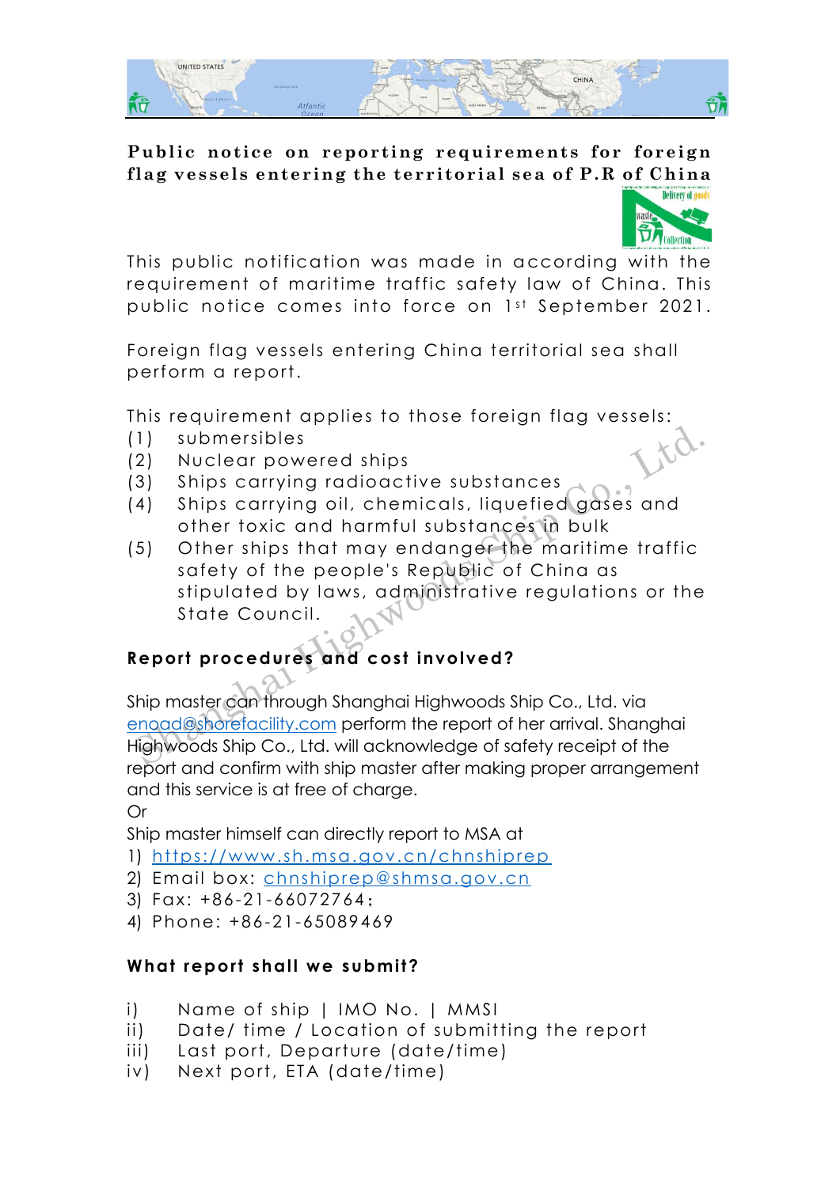# Public notice on reporting requirements for foreign flag vessels entering the territorial sea of P.R of China

This public notification was made in according with the requirement of maritime traffic safety law of China. This public notice comes into force on 1st September 2021.

Foreign flag vessels entering China territorial sea shall perform a report.

This requirement applies to those foreign flag vessels:

(1) submersibles
(2) Nuclear powered ships
(3) Ships carrying radioactive substances
(4) Ships carrying oil, chemicals, liquefied gases and other toxic and harmful substances in bulk
(5) Other ships that may endanger the maritime traffic safety of the people's Republic of China as stipulated by laws, administrative regulations or the State Council.

## Report procedures and cost involved?

Ship master can through Shanghai Highwoods Ship Co., Ltd. via enoad@shorefacility.com perform the report of her arrival. Shanghai Highwoods Ship Co., Ltd. will acknowledge of safety receipt of the report and confirm with ship master after making proper arrangement and this service is at free of charge.

Or

Ship master himself can directly report to MSA at

1) https://www.sh.msa.gov.cn/chnshiprep
2) Email box: chnshiprep@shmsa.gov.cn
3) Fax: +86-21-66072764;
4) Phone: +86-21-65089469

## What report shall we submit?

i) Name of ship | IMO No. | MMSI
ii) Date/ time / Location of submitting the report
iii) Last port, Departure (date/time)
iv) Next port, ETA (date/time)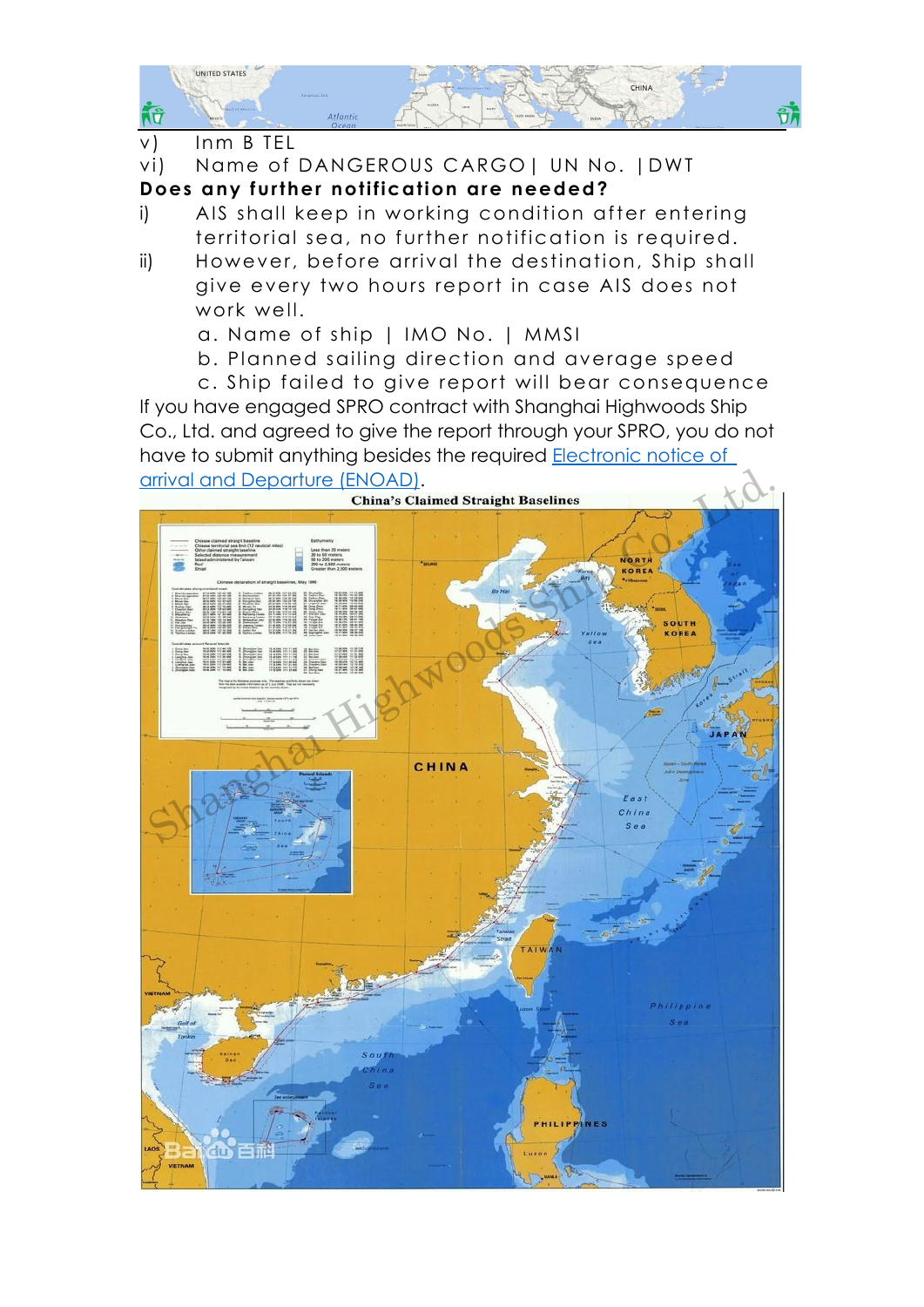v)  Inm B TEL

vi)  Name of DANGEROUS CARGO | UN No. | DWT

**Does any further notification are needed?**

i) AIS shall keep in working condition after entering territorial sea, no further notification is required.

ii) However, before arrival the destination, Ship shall give every two hours report in case AIS does not work well.

   a. Name of ship | IMO No. | MMSI
   b. Planned sailing direction and average speed
   c. Ship failed to give report will bear consequence

If you have engaged SPRO contract with Shanghai Highwoods Ship Co., Ltd. and agreed to give the report through your SPRO, you do not have to submit anything besides the required Electronic notice of arrival and Departure (ENOAD).

China's Claimed Straight Baselines